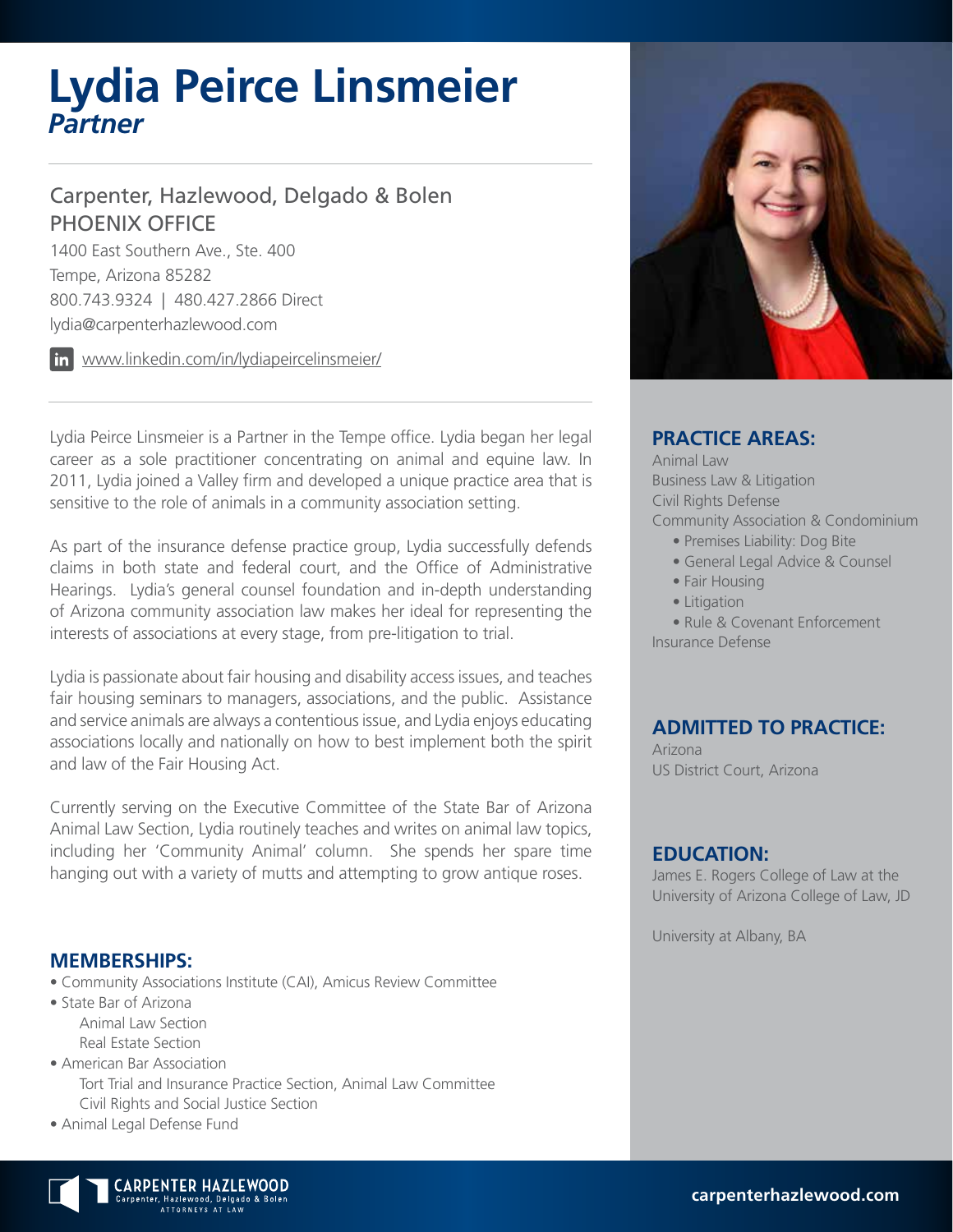# Lydia Peirce Linsmeier

***Partner***

Carpenter, Hazlewood, Delgado & Bolen
PHOENIX OFFICE
1400 East Southern Ave., Ste. 400
Tempe, Arizona 85282
800.743.9324 | 480.427.2866 Direct
lydia@carpenterhazlewood.com

www.linkedin.com/in/lydiapeircelinsmeier/

Lydia Peirce Linsmeier is a Partner in the Tempe office. Lydia began her legal career as a sole practitioner concentrating on animal and equine law. In 2011, Lydia joined a Valley firm and developed a unique practice area that is sensitive to the role of animals in a community association setting.

As part of the insurance defense practice group, Lydia successfully defends claims in both state and federal court, and the Office of Administrative Hearings. Lydia's general counsel foundation and in-depth understanding of Arizona community association law makes her ideal for representing the interests of associations at every stage, from pre-litigation to trial.

Lydia is passionate about fair housing and disability access issues, and teaches fair housing seminars to managers, associations, and the public. Assistance and service animals are always a contentious issue, and Lydia enjoys educating associations locally and nationally on how to best implement both the spirit and law of the Fair Housing Act.

Currently serving on the Executive Committee of the State Bar of Arizona Animal Law Section, Lydia routinely teaches and writes on animal law topics, including her 'Community Animal' column. She spends her spare time hanging out with a variety of mutts and attempting to grow antique roses.

## MEMBERSHIPS:

- Community Associations Institute (CAI), Amicus Review Committee
- State Bar of Arizona
  - Animal Law Section
  - Real Estate Section
- American Bar Association
  - Tort Trial and Insurance Practice Section, Animal Law Committee
  - Civil Rights and Social Justice Section
- Animal Legal Defense Fund

## PRACTICE AREAS:

Animal Law
Business Law & Litigation
Civil Rights Defense
Community Association & Condominium
- Premises Liability: Dog Bite
- General Legal Advice & Counsel
- Fair Housing
- Litigation
- Rule & Covenant Enforcement

Insurance Defense

## ADMITTED TO PRACTICE:

Arizona
US District Court, Arizona

## EDUCATION:

James E. Rogers College of Law at the University of Arizona College of Law, JD

University at Albany, BA

CARPENTER HAZLEWOOD
Carpenter, Hazlewood, Delgado & Bolen
ATTORNEYS AT LAW

carpenterhazlewood.com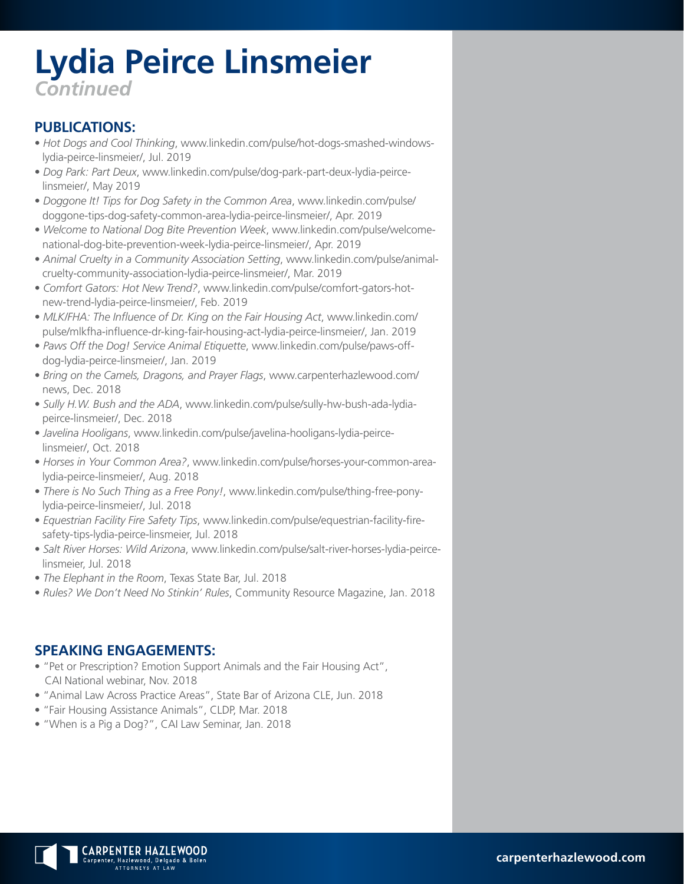# Lydia Peirce Linsmeier

*Continued*

## PUBLICATIONS:

- *Hot Dogs and Cool Thinking*, www.linkedin.com/pulse/hot-dogs-smashed-windows-lydia-peirce-linsmeier/, Jul. 2019
- *Dog Park: Part Deux*, www.linkedin.com/pulse/dog-park-part-deux-lydia-peirce-linsmeier/, May 2019
- *Doggone It! Tips for Dog Safety in the Common Area*, www.linkedin.com/pulse/doggone-tips-dog-safety-common-area-lydia-peirce-linsmeier/, Apr. 2019
- *Welcome to National Dog Bite Prevention Week*, www.linkedin.com/pulse/welcome-national-dog-bite-prevention-week-lydia-peirce-linsmeier/, Apr. 2019
- *Animal Cruelty in a Community Association Setting*, www.linkedin.com/pulse/animal-cruelty-community-association-lydia-peirce-linsmeier/, Mar. 2019
- *Comfort Gators: Hot New Trend?*, www.linkedin.com/pulse/comfort-gators-hot-new-trend-lydia-peirce-linsmeier/, Feb. 2019
- *MLK/FHA: The Influence of Dr. King on the Fair Housing Act*, www.linkedin.com/pulse/mlkfha-influence-dr-king-fair-housing-act-lydia-peirce-linsmeier/, Jan. 2019
- *Paws Off the Dog! Service Animal Etiquette*, www.linkedin.com/pulse/paws-off-dog-lydia-peirce-linsmeier/, Jan. 2019
- *Bring on the Camels, Dragons, and Prayer Flags*, www.carpenterhazlewood.com/news, Dec. 2018
- *Sully H.W. Bush and the ADA*, www.linkedin.com/pulse/sully-hw-bush-ada-lydia-peirce-linsmeier/, Dec. 2018
- *Javelina Hooligans*, www.linkedin.com/pulse/javelina-hooligans-lydia-peirce-linsmeier/, Oct. 2018
- *Horses in Your Common Area?*, www.linkedin.com/pulse/horses-your-common-area-lydia-peirce-linsmeier/, Aug. 2018
- *There is No Such Thing as a Free Pony!*, www.linkedin.com/pulse/thing-free-pony-lydia-peirce-linsmeier/, Jul. 2018
- *Equestrian Facility Fire Safety Tips*, www.linkedin.com/pulse/equestrian-facility-fire-safety-tips-lydia-peirce-linsmeier, Jul. 2018
- *Salt River Horses: Wild Arizona*, www.linkedin.com/pulse/salt-river-horses-lydia-peirce-linsmeier, Jul. 2018
- *The Elephant in the Room*, Texas State Bar, Jul. 2018
- *Rules? We Don't Need No Stinkin' Rules*, Community Resource Magazine, Jan. 2018

## SPEAKING ENGAGEMENTS:

- "Pet or Prescription? Emotion Support Animals and the Fair Housing Act", CAI National webinar, Nov. 2018
- "Animal Law Across Practice Areas", State Bar of Arizona CLE, Jun. 2018
- "Fair Housing Assistance Animals", CLDP, Mar. 2018
- "When is a Pig a Dog?", CAI Law Seminar, Jan. 2018